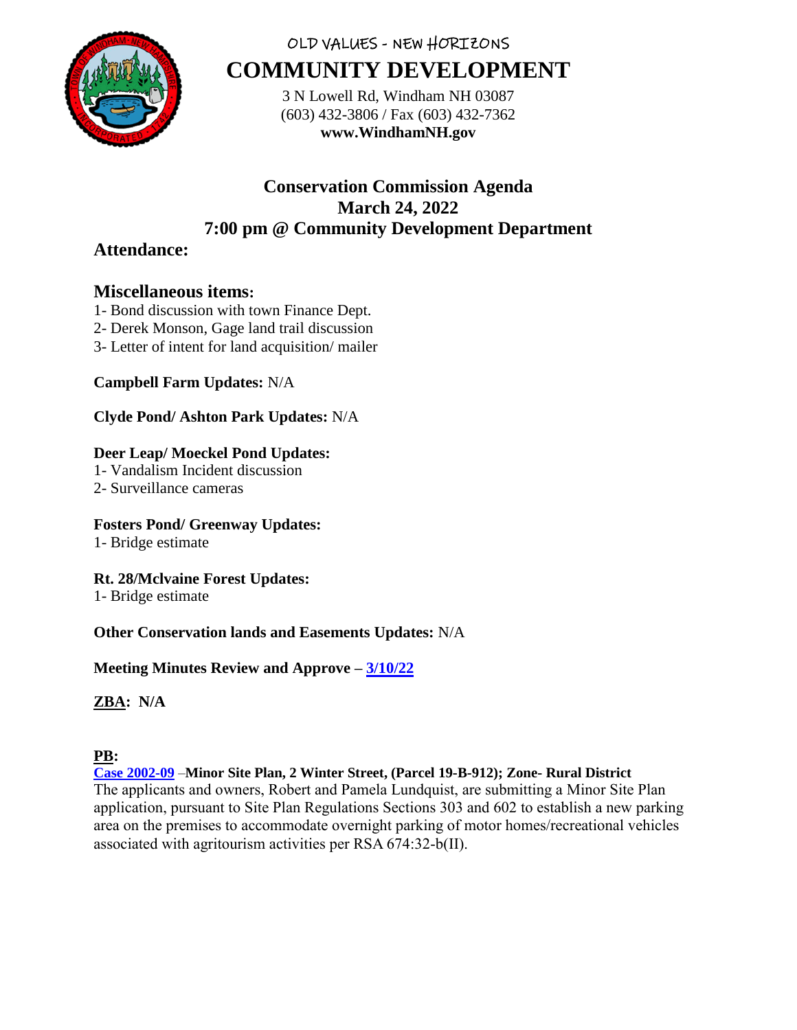OLD VALUES - NEW HORIZONS

# COMMUNITY DEVELOPMENT

3 N Lowell Rd, Windham NH 03087
(603) 432-3806 / Fax (603) 432-7362
**www.WindhamNH.gov**

## Conservation Commission Agenda
## March 24, 2022
## 7:00 pm @ Community Development Department

### Attendance:

### Miscellaneous items:

1- Bond discussion with town Finance Dept.
2- Derek Monson, Gage land trail discussion
3- Letter of intent for land acquisition/ mailer

**Campbell Farm Updates:** N/A

**Clyde Pond/ Ashton Park Updates:** N/A

**Deer Leap/ Moeckel Pond Updates:**
1- Vandalism Incident discussion
2- Surveillance cameras

**Fosters Pond/ Greenway Updates:**
1- Bridge estimate

**Rt. 28/Mclvaine Forest Updates:**
1- Bridge estimate

**Other Conservation lands and Easements Updates:** N/A

**Meeting Minutes Review and Approve – 3/10/22**

**ZBA: N/A**

**PB:**

**Case 2002-09** –**Minor Site Plan, 2 Winter Street, (Parcel 19-B-912); Zone- Rural District**
The applicants and owners, Robert and Pamela Lundquist, are submitting a Minor Site Plan application, pursuant to Site Plan Regulations Sections 303 and 602 to establish a new parking area on the premises to accommodate overnight parking of motor homes/recreational vehicles associated with agritourism activities per RSA 674:32-b(II).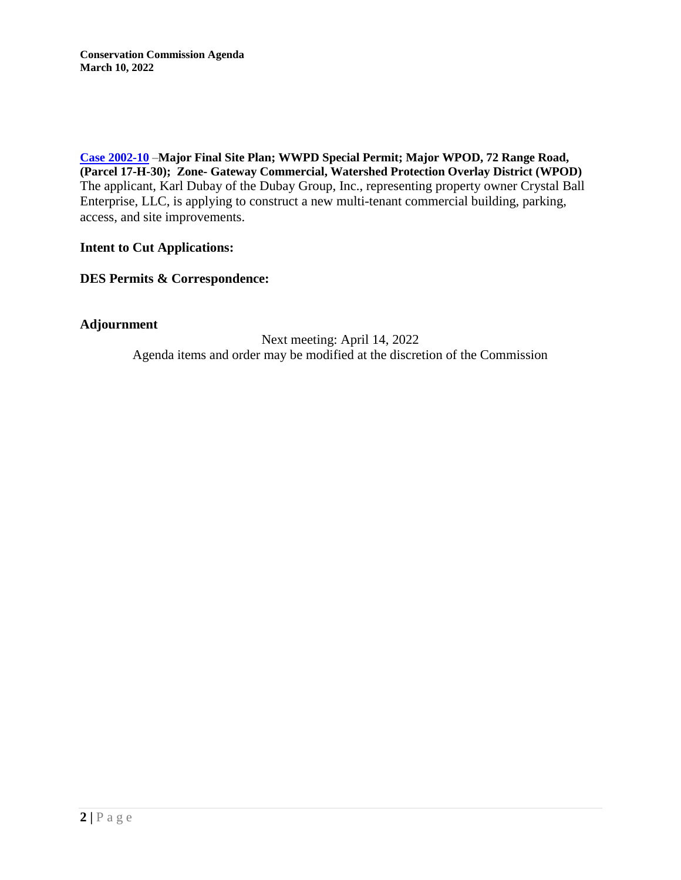**[Case 2002-10](#)** –**Major Final Site Plan; WWPD Special Permit; Major WPOD, 72 Range Road, (Parcel 17-H-30); Zone- Gateway Commercial, Watershed Protection Overlay District (WPOD)**
The applicant, Karl Dubay of the Dubay Group, Inc., representing property owner Crystal Ball Enterprise, LLC, is applying to construct a new multi-tenant commercial building, parking, access, and site improvements.

**Intent to Cut Applications:**

**DES Permits & Correspondence:**

**Adjournment**

Next meeting: April 14, 2022
Agenda items and order may be modified at the discretion of the Commission